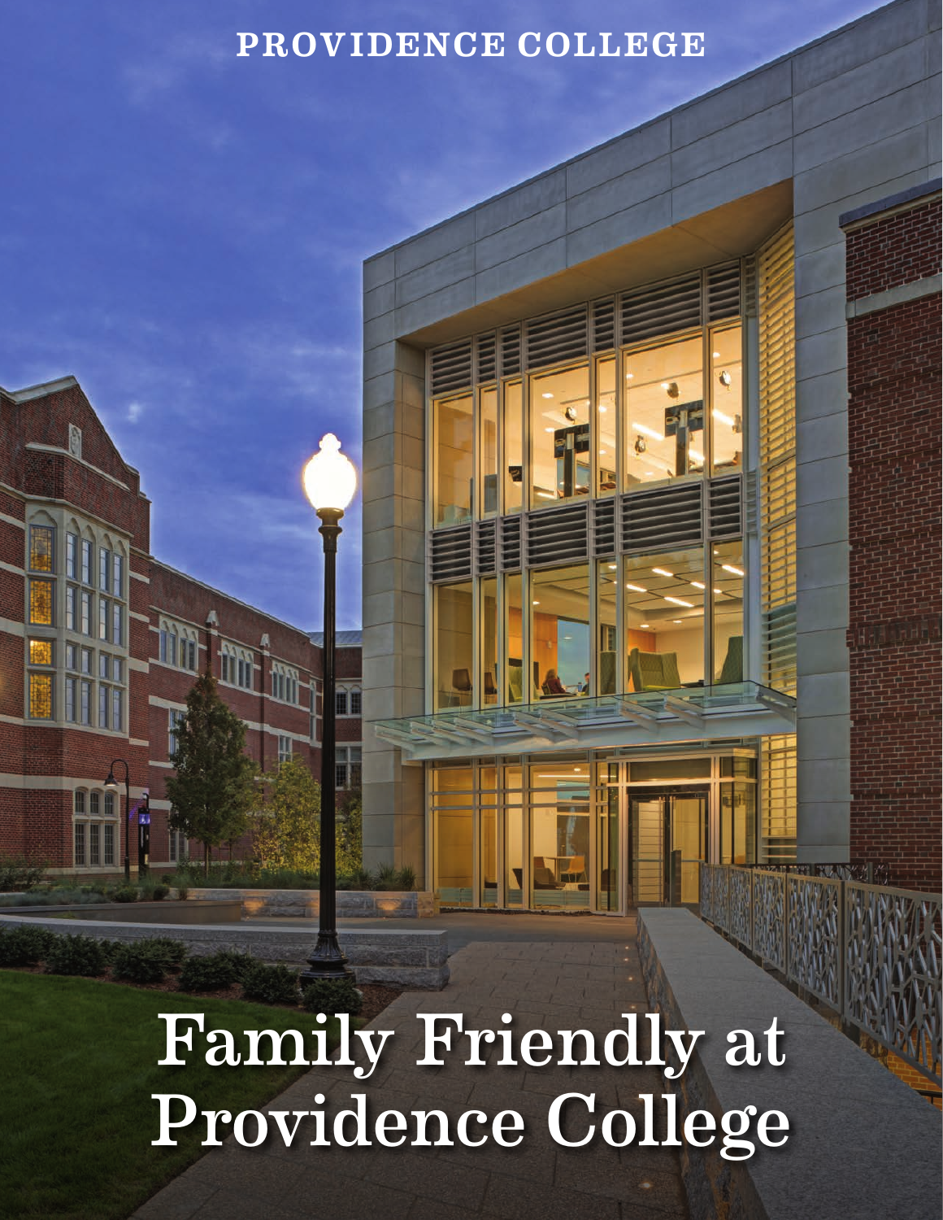PROVIDENCE COLLEGE

# Family Friendly at Providence College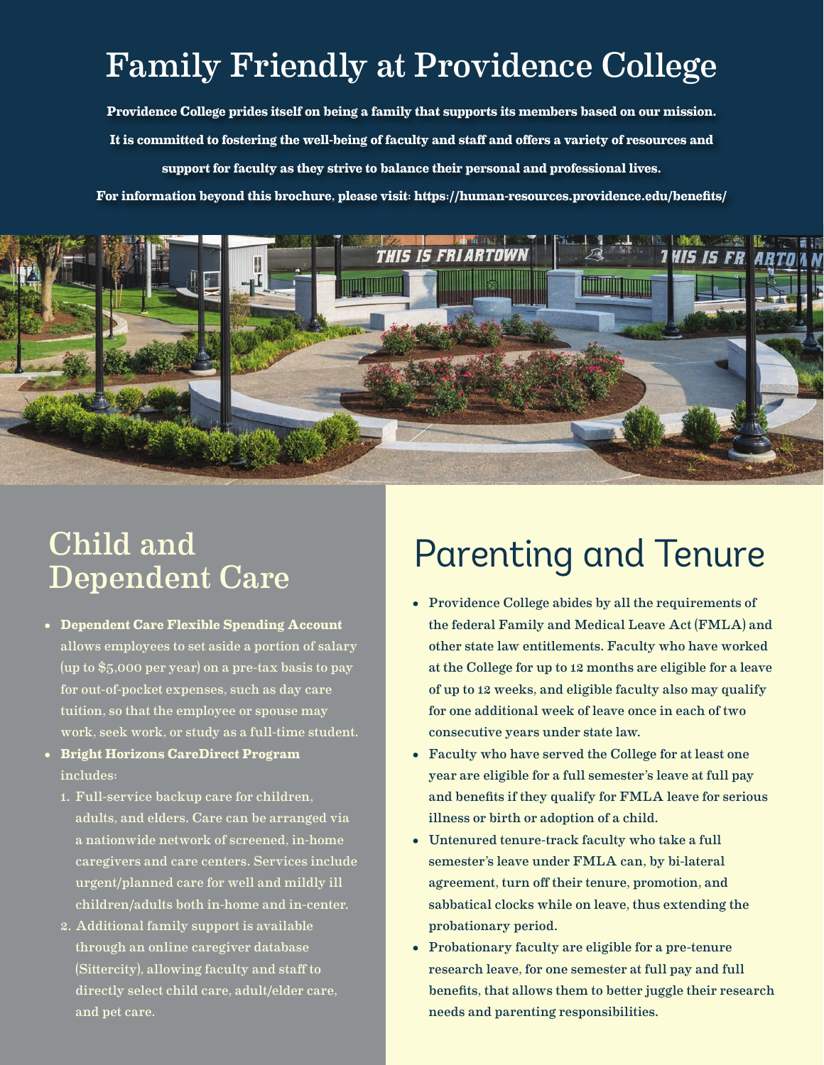# Family Friendly at Providence College

**Providence College prides itself on being a family that supports its members based on our mission. It is committed to fostering the well-being of faculty and staff and offers a variety of resources and support for faculty as they strive to balance their personal and professional lives.**

**For information beyond this brochure, please visit: https://human-resources.providence.edu/benefits/**

## Child and Dependent Care

- **Dependent Care Flexible Spending Account** allows employees to set aside a portion of salary (up to $5,000 per year) on a pre-tax basis to pay for out-of-pocket expenses, such as day care tuition, so that the employee or spouse may work, seek work, or study as a full-time student.
- **Bright Horizons CareDirect Program** includes:
  1. Full-service backup care for children, adults, and elders. Care can be arranged via a nationwide network of screened, in-home caregivers and care centers. Services include urgent/planned care for well and mildly ill children/adults both in-home and in-center.
  2. Additional family support is available through an online caregiver database (Sittercity), allowing faculty and staff to directly select child care, adult/elder care, and pet care.

## Parenting and Tenure

- Providence College abides by all the requirements of the federal Family and Medical Leave Act (FMLA) and other state law entitlements. Faculty who have worked at the College for up to 12 months are eligible for a leave of up to 12 weeks, and eligible faculty also may qualify for one additional week of leave once in each of two consecutive years under state law.
- Faculty who have served the College for at least one year are eligible for a full semester's leave at full pay and benefits if they qualify for FMLA leave for serious illness or birth or adoption of a child.
- Untenured tenure-track faculty who take a full semester's leave under FMLA can, by bi-lateral agreement, turn off their tenure, promotion, and sabbatical clocks while on leave, thus extending the probationary period.
- Probationary faculty are eligible for a pre-tenure research leave, for one semester at full pay and full benefits, that allows them to better juggle their research needs and parenting responsibilities.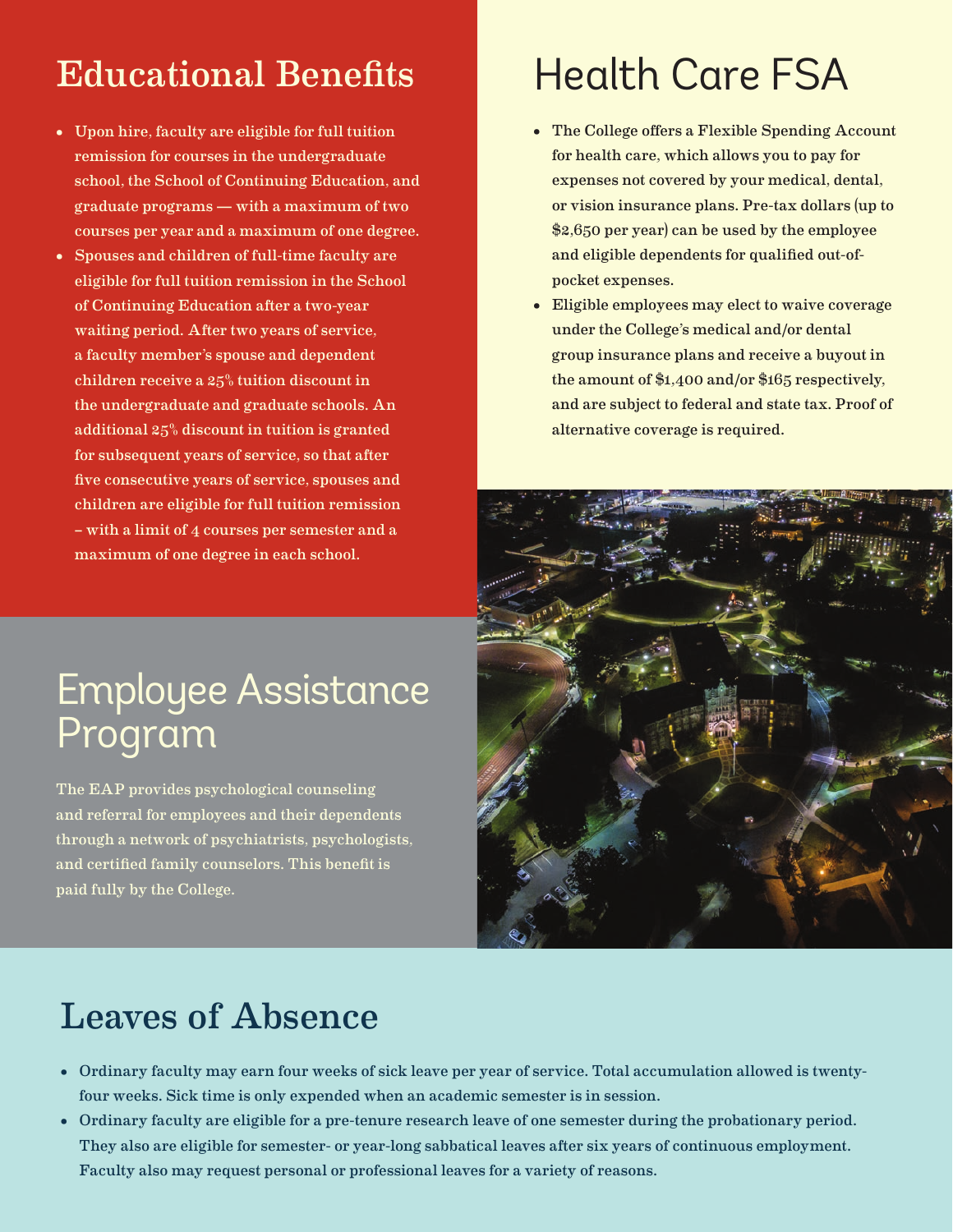## Educational Benefits

- Upon hire, faculty are eligible for full tuition remission for courses in the undergraduate school, the School of Continuing Education, and graduate programs — with a maximum of two courses per year and a maximum of one degree.
- Spouses and children of full-time faculty are eligible for full tuition remission in the School of Continuing Education after a two-year waiting period. After two years of service, a faculty member's spouse and dependent children receive a 25% tuition discount in the undergraduate and graduate schools. An additional 25% discount in tuition is granted for subsequent years of service, so that after five consecutive years of service, spouses and children are eligible for full tuition remission – with a limit of 4 courses per semester and a maximum of one degree in each school.

## Health Care FSA

- The College offers a Flexible Spending Account for health care, which allows you to pay for expenses not covered by your medical, dental, or vision insurance plans. Pre-tax dollars (up to $2,650 per year) can be used by the employee and eligible dependents for qualified out-of-pocket expenses.
- Eligible employees may elect to waive coverage under the College's medical and/or dental group insurance plans and receive a buyout in the amount of $1,400 and/or $165 respectively, and are subject to federal and state tax. Proof of alternative coverage is required.

## Employee Assistance Program

The EAP provides psychological counseling and referral for employees and their dependents through a network of psychiatrists, psychologists, and certified family counselors. This benefit is paid fully by the College.

## Leaves of Absence

- Ordinary faculty may earn four weeks of sick leave per year of service. Total accumulation allowed is twenty-four weeks. Sick time is only expended when an academic semester is in session.
- Ordinary faculty are eligible for a pre-tenure research leave of one semester during the probationary period. They also are eligible for semester- or year-long sabbatical leaves after six years of continuous employment. Faculty also may request personal or professional leaves for a variety of reasons.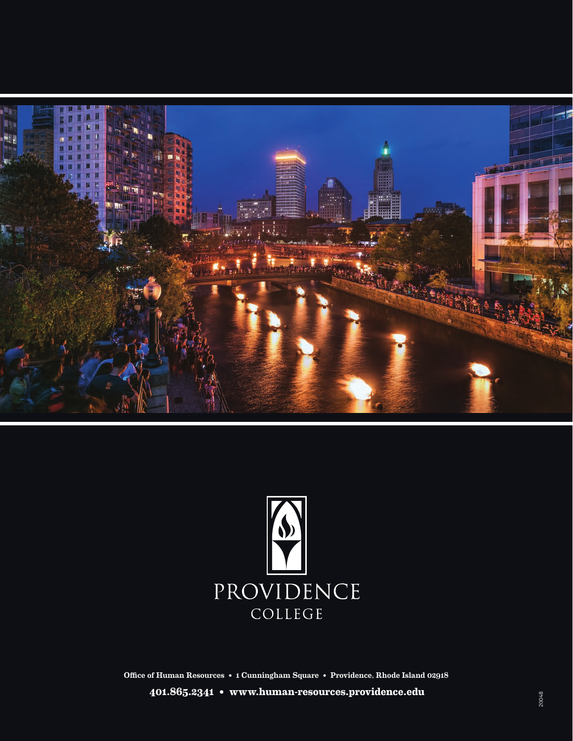PROVIDENCE
COLLEGE

**Office of Human Resources • 1 Cunningham Square • Providence, Rhode Island 02918**

**401.865.2341 • www.human-resources.providence.edu**

20048